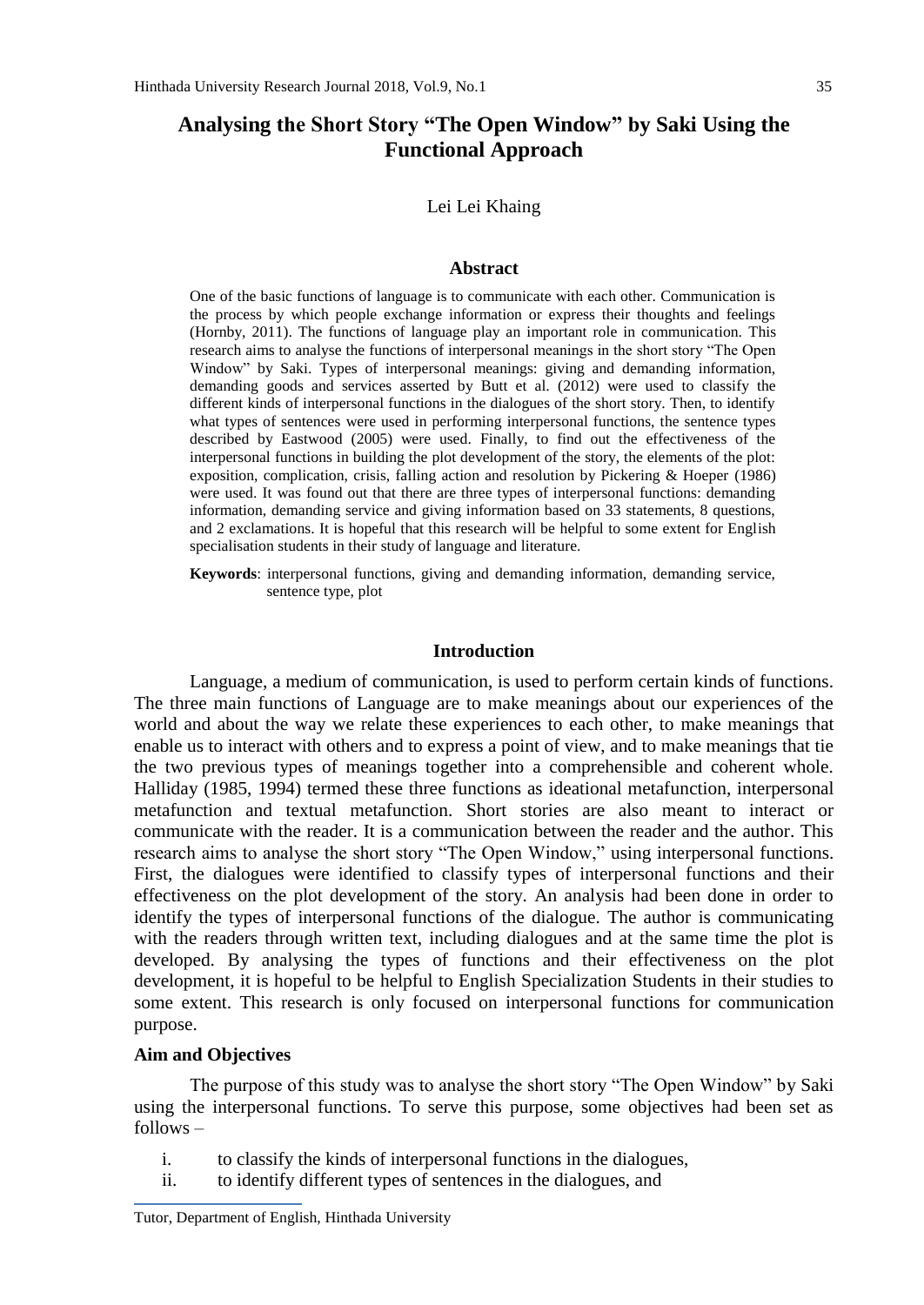# Analysing the Short Story "The Open Window" by Saki Using the Functional Approach

Lei Lei Khaing

## Abstract

One of the basic functions of language is to communicate with each other. Communication is the process by which people exchange information or express their thoughts and feelings (Hornby, 2011). The functions of language play an important role in communication. This research aims to analyse the functions of interpersonal meanings in the short story "The Open Window" by Saki. Types of interpersonal meanings: giving and demanding information, demanding goods and services asserted by Butt et al. (2012) were used to classify the different kinds of interpersonal functions in the dialogues of the short story. Then, to identify what types of sentences were used in performing interpersonal functions, the sentence types described by Eastwood (2005) were used. Finally, to find out the effectiveness of the interpersonal functions in building the plot development of the story, the elements of the plot: exposition, complication, crisis, falling action and resolution by Pickering & Hoeper (1986) were used. It was found out that there are three types of interpersonal functions: demanding information, demanding service and giving information based on 33 statements, 8 questions, and 2 exclamations. It is hopeful that this research will be helpful to some extent for English specialisation students in their study of language and literature.

**Keywords**: interpersonal functions, giving and demanding information, demanding service, sentence type, plot

## Introduction

Language, a medium of communication, is used to perform certain kinds of functions. The three main functions of Language are to make meanings about our experiences of the world and about the way we relate these experiences to each other, to make meanings that enable us to interact with others and to express a point of view, and to make meanings that tie the two previous types of meanings together into a comprehensible and coherent whole. Halliday (1985, 1994) termed these three functions as ideational metafunction, interpersonal metafunction and textual metafunction. Short stories are also meant to interact or communicate with the reader. It is a communication between the reader and the author. This research aims to analyse the short story "The Open Window," using interpersonal functions. First, the dialogues were identified to classify types of interpersonal functions and their effectiveness on the plot development of the story. An analysis had been done in order to identify the types of interpersonal functions of the dialogue. The author is communicating with the readers through written text, including dialogues and at the same time the plot is developed. By analysing the types of functions and their effectiveness on the plot development, it is hopeful to be helpful to English Specialization Students in their studies to some extent. This research is only focused on interpersonal functions for communication purpose.

### Aim and Objectives

The purpose of this study was to analyse the short story "The Open Window" by Saki using the interpersonal functions. To serve this purpose, some objectives had been set as follows –

i. to classify the kinds of interpersonal functions in the dialogues,
ii. to identify different types of sentences in the dialogues, and

Tutor, Department of English, Hinthada University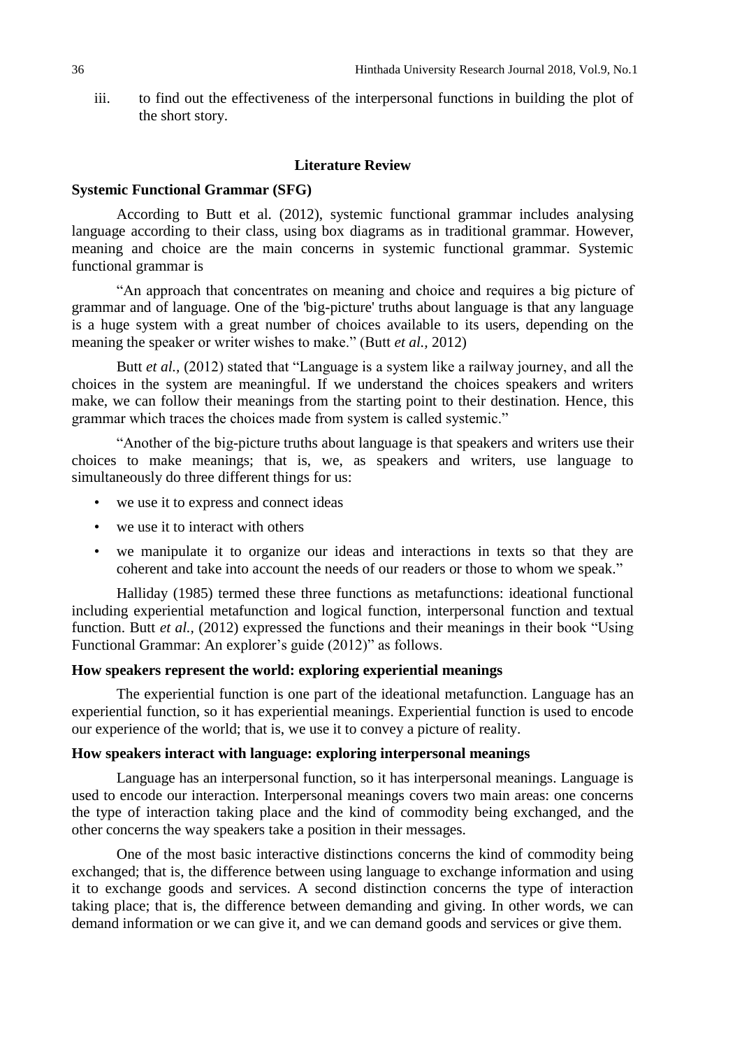iii. to find out the effectiveness of the interpersonal functions in building the plot of the short story.

## Literature Review

### Systemic Functional Grammar (SFG)

According to Butt et al. (2012), systemic functional grammar includes analysing language according to their class, using box diagrams as in traditional grammar. However, meaning and choice are the main concerns in systemic functional grammar. Systemic functional grammar is

"An approach that concentrates on meaning and choice and requires a big picture of grammar and of language. One of the 'big-picture' truths about language is that any language is a huge system with a great number of choices available to its users, depending on the meaning the speaker or writer wishes to make." (Butt *et al.,* 2012)

Butt *et al.,* (2012) stated that "Language is a system like a railway journey, and all the choices in the system are meaningful. If we understand the choices speakers and writers make, we can follow their meanings from the starting point to their destination. Hence, this grammar which traces the choices made from system is called systemic."

"Another of the big-picture truths about language is that speakers and writers use their choices to make meanings; that is, we, as speakers and writers, use language to simultaneously do three different things for us:

- we use it to express and connect ideas
- we use it to interact with others
- we manipulate it to organize our ideas and interactions in texts so that they are coherent and take into account the needs of our readers or those to whom we speak."

Halliday (1985) termed these three functions as metafunctions: ideational functional including experiential metafunction and logical function, interpersonal function and textual function. Butt *et al.,* (2012) expressed the functions and their meanings in their book "Using Functional Grammar: An explorer's guide (2012)" as follows.

### How speakers represent the world: exploring experiential meanings

The experiential function is one part of the ideational metafunction. Language has an experiential function, so it has experiential meanings. Experiential function is used to encode our experience of the world; that is, we use it to convey a picture of reality.

### How speakers interact with language: exploring interpersonal meanings

Language has an interpersonal function, so it has interpersonal meanings. Language is used to encode our interaction. Interpersonal meanings covers two main areas: one concerns the type of interaction taking place and the kind of commodity being exchanged, and the other concerns the way speakers take a position in their messages.

One of the most basic interactive distinctions concerns the kind of commodity being exchanged; that is, the difference between using language to exchange information and using it to exchange goods and services. A second distinction concerns the type of interaction taking place; that is, the difference between demanding and giving. In other words, we can demand information or we can give it, and we can demand goods and services or give them.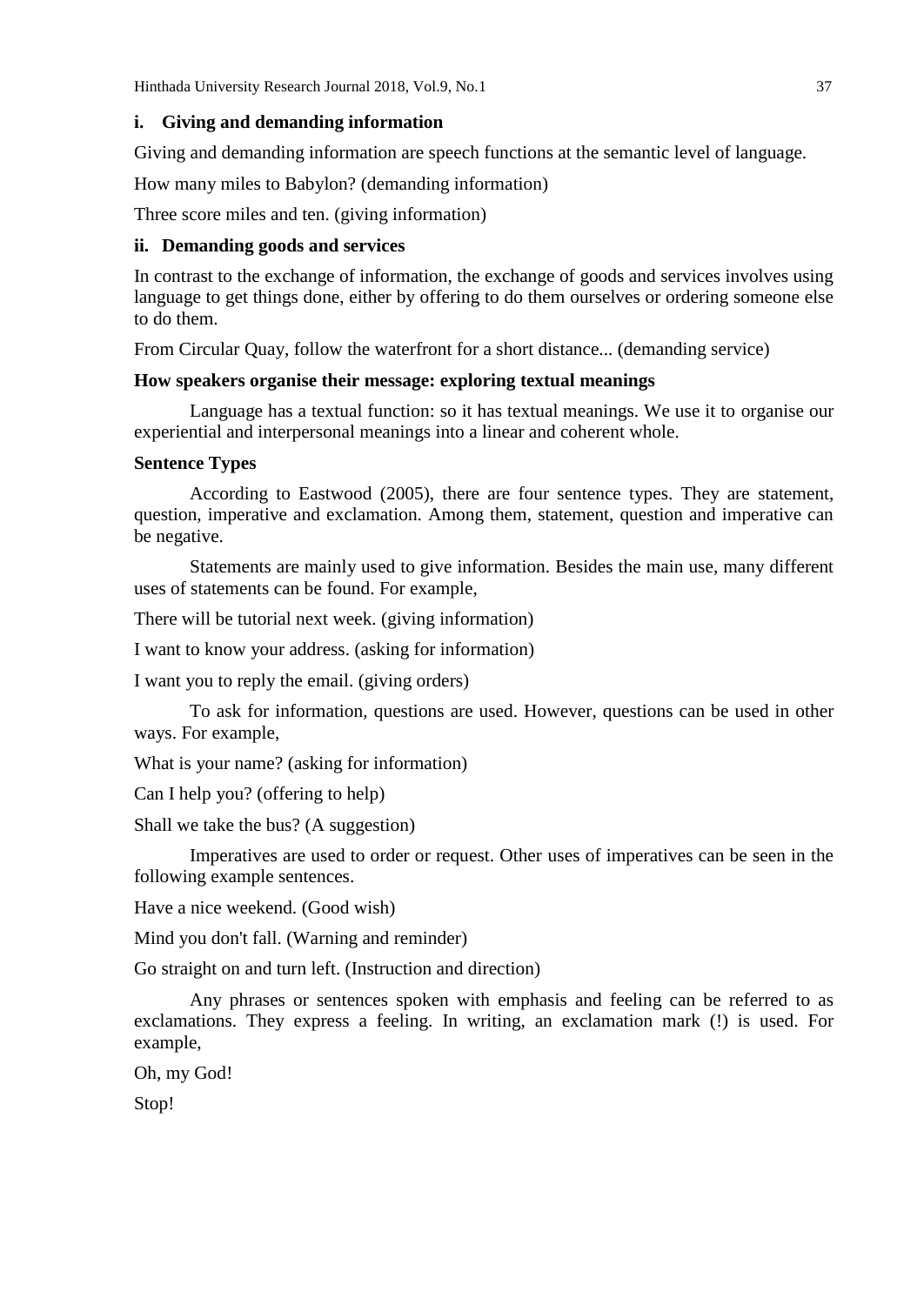### i. Giving and demanding information

Giving and demanding information are speech functions at the semantic level of language.

How many miles to Babylon? (demanding information)

Three score miles and ten. (giving information)

### ii. Demanding goods and services

In contrast to the exchange of information, the exchange of goods and services involves using language to get things done, either by offering to do them ourselves or ordering someone else to do them.

From Circular Quay, follow the waterfront for a short distance... (demanding service)

### How speakers organise their message: exploring textual meanings

Language has a textual function: so it has textual meanings. We use it to organise our experiential and interpersonal meanings into a linear and coherent whole.

### Sentence Types

According to Eastwood (2005), there are four sentence types. They are statement, question, imperative and exclamation. Among them, statement, question and imperative can be negative.

Statements are mainly used to give information. Besides the main use, many different uses of statements can be found. For example,

There will be tutorial next week. (giving information)

I want to know your address. (asking for information)

I want you to reply the email. (giving orders)

To ask for information, questions are used. However, questions can be used in other ways. For example,

What is your name? (asking for information)

Can I help you? (offering to help)

Shall we take the bus? (A suggestion)

Imperatives are used to order or request. Other uses of imperatives can be seen in the following example sentences.

Have a nice weekend. (Good wish)

Mind you don't fall. (Warning and reminder)

Go straight on and turn left. (Instruction and direction)

Any phrases or sentences spoken with emphasis and feeling can be referred to as exclamations. They express a feeling. In writing, an exclamation mark (!) is used. For example,

Oh, my God!

Stop!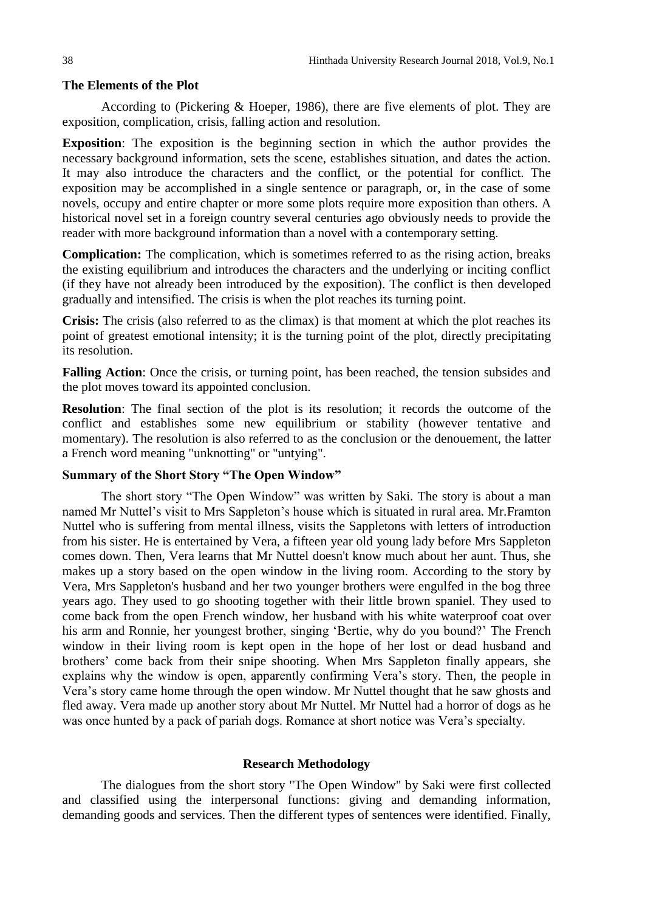### The Elements of the Plot

According to (Pickering & Hoeper, 1986), there are five elements of plot. They are exposition, complication, crisis, falling action and resolution.

**Exposition**: The exposition is the beginning section in which the author provides the necessary background information, sets the scene, establishes situation, and dates the action. It may also introduce the characters and the conflict, or the potential for conflict. The exposition may be accomplished in a single sentence or paragraph, or, in the case of some novels, occupy and entire chapter or more some plots require more exposition than others. A historical novel set in a foreign country several centuries ago obviously needs to provide the reader with more background information than a novel with a contemporary setting.

**Complication:** The complication, which is sometimes referred to as the rising action, breaks the existing equilibrium and introduces the characters and the underlying or inciting conflict (if they have not already been introduced by the exposition). The conflict is then developed gradually and intensified. The crisis is when the plot reaches its turning point.

**Crisis:** The crisis (also referred to as the climax) is that moment at which the plot reaches its point of greatest emotional intensity; it is the turning point of the plot, directly precipitating its resolution.

**Falling Action**: Once the crisis, or turning point, has been reached, the tension subsides and the plot moves toward its appointed conclusion.

**Resolution**: The final section of the plot is its resolution; it records the outcome of the conflict and establishes some new equilibrium or stability (however tentative and momentary). The resolution is also referred to as the conclusion or the denouement, the latter a French word meaning "unknotting" or "untying".

### Summary of the Short Story "The Open Window"

The short story "The Open Window" was written by Saki. The story is about a man named Mr Nuttel's visit to Mrs Sappleton's house which is situated in rural area. Mr.Framton Nuttel who is suffering from mental illness, visits the Sappletons with letters of introduction from his sister. He is entertained by Vera, a fifteen year old young lady before Mrs Sappleton comes down. Then, Vera learns that Mr Nuttel doesn't know much about her aunt. Thus, she makes up a story based on the open window in the living room. According to the story by Vera, Mrs Sappleton's husband and her two younger brothers were engulfed in the bog three years ago. They used to go shooting together with their little brown spaniel. They used to come back from the open French window, her husband with his white waterproof coat over his arm and Ronnie, her youngest brother, singing 'Bertie, why do you bound?' The French window in their living room is kept open in the hope of her lost or dead husband and brothers' come back from their snipe shooting. When Mrs Sappleton finally appears, she explains why the window is open, apparently confirming Vera's story. Then, the people in Vera's story came home through the open window. Mr Nuttel thought that he saw ghosts and fled away. Vera made up another story about Mr Nuttel. Mr Nuttel had a horror of dogs as he was once hunted by a pack of pariah dogs. Romance at short notice was Vera's specialty.

## Research Methodology

The dialogues from the short story "The Open Window" by Saki were first collected and classified using the interpersonal functions: giving and demanding information, demanding goods and services. Then the different types of sentences were identified. Finally,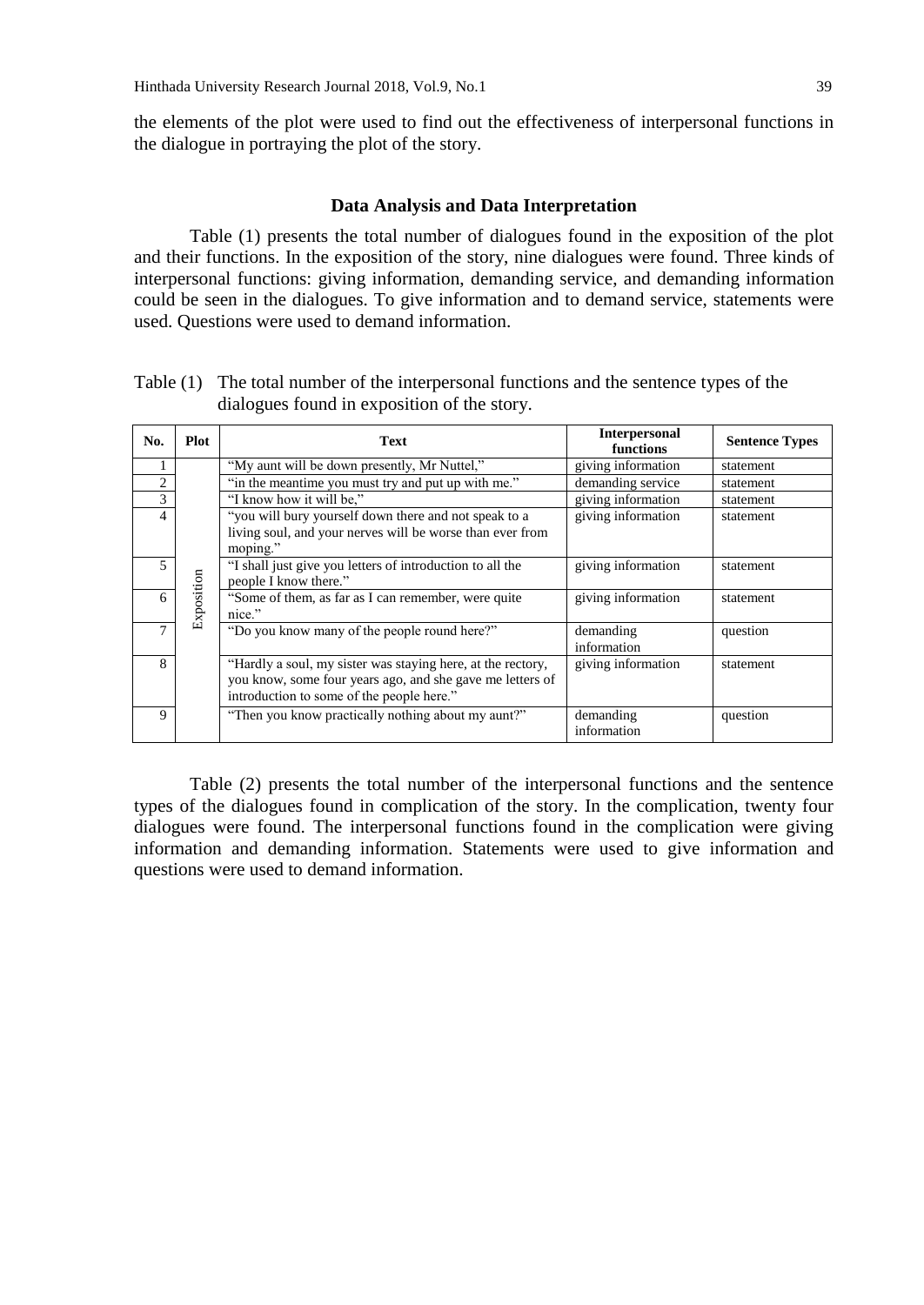the elements of the plot were used to find out the effectiveness of interpersonal functions in the dialogue in portraying the plot of the story.

## Data Analysis and Data Interpretation

Table (1) presents the total number of dialogues found in the exposition of the plot and their functions. In the exposition of the story, nine dialogues were found. Three kinds of interpersonal functions: giving information, demanding service, and demanding information could be seen in the dialogues. To give information and to demand service, statements were used. Questions were used to demand information.

Table (1) The total number of the interpersonal functions and the sentence types of the dialogues found in exposition of the story.

| No. | Plot | Text | Interpersonal functions | Sentence Types |
|---|---|---|---|---|
| 1 | Exposition | "My aunt will be down presently, Mr Nuttel," | giving information | statement |
| 2 | | "in the meantime you must try and put up with me." | demanding service | statement |
| 3 | | "I know how it will be," | giving information | statement |
| 4 | | "you will bury yourself down there and not speak to a living soul, and your nerves will be worse than ever from moping." | giving information | statement |
| 5 | | "I shall just give you letters of introduction to all the people I know there." | giving information | statement |
| 6 | | "Some of them, as far as I can remember, were quite nice." | giving information | statement |
| 7 | | "Do you know many of the people round here?" | demanding information | question |
| 8 | | "Hardly a soul, my sister was staying here, at the rectory, you know, some four years ago, and she gave me letters of introduction to some of the people here." | giving information | statement |
| 9 | | "Then you know practically nothing about my aunt?" | demanding information | question |

Table (2) presents the total number of the interpersonal functions and the sentence types of the dialogues found in complication of the story. In the complication, twenty four dialogues were found. The interpersonal functions found in the complication were giving information and demanding information. Statements were used to give information and questions were used to demand information.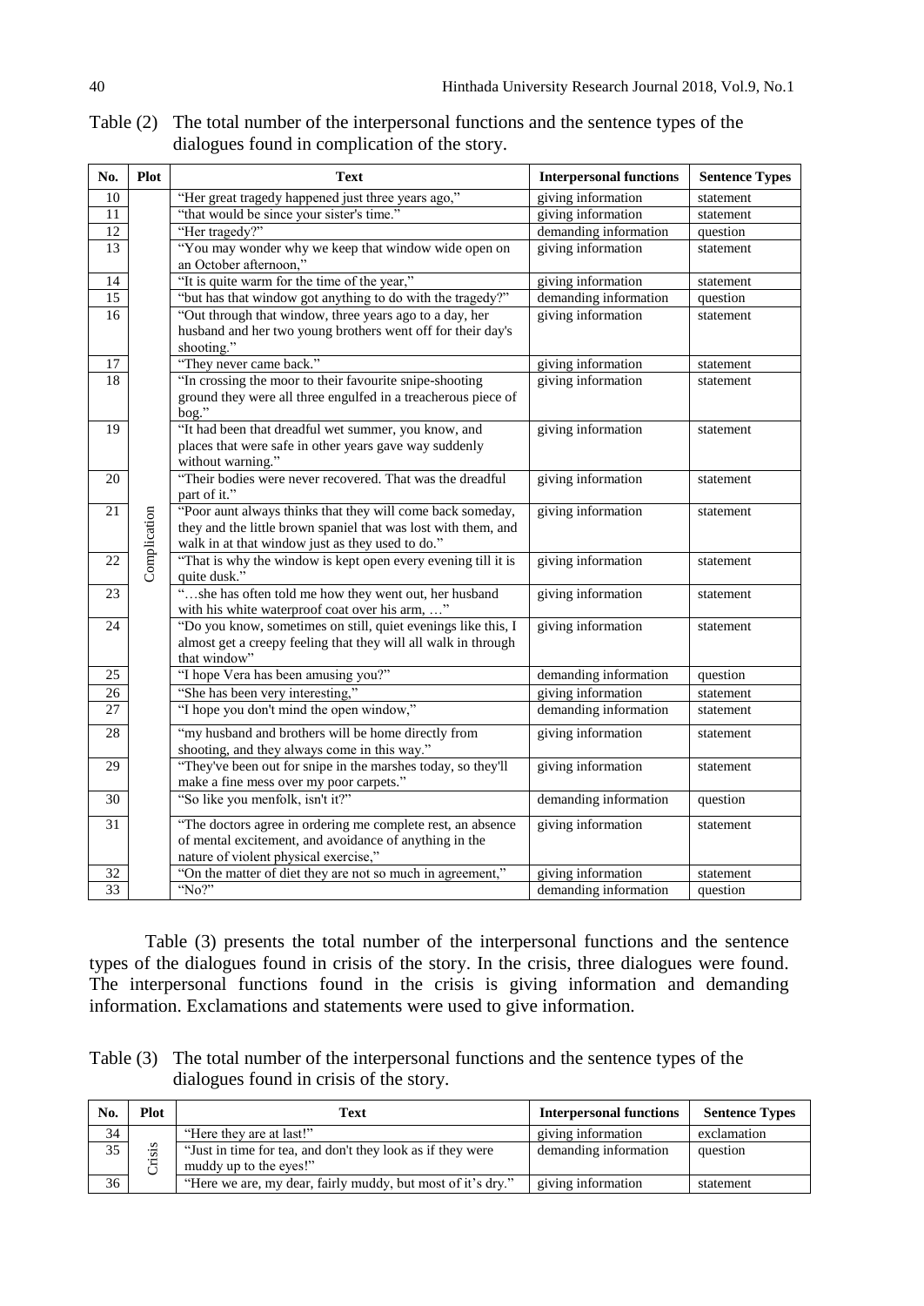Table (2) The total number of the interpersonal functions and the sentence types of the dialogues found in complication of the story.

| No. | Plot | Text | Interpersonal functions | Sentence Types |
|---|---|---|---|---|
| 10 | Complication | "Her great tragedy happened just three years ago," | giving information | statement |
| 11 | | "that would be since your sister's time." | giving information | statement |
| 12 | | "Her tragedy?" | demanding information | question |
| 13 | | "You may wonder why we keep that window wide open on an October afternoon," | giving information | statement |
| 14 | | "It is quite warm for the time of the year," | giving information | statement |
| 15 | | "but has that window got anything to do with the tragedy?" | demanding information | question |
| 16 | | "Out through that window, three years ago to a day, her husband and her two young brothers went off for their day's shooting." | giving information | statement |
| 17 | | "They never came back." | giving information | statement |
| 18 | | "In crossing the moor to their favourite snipe-shooting ground they were all three engulfed in a treacherous piece of bog." | giving information | statement |
| 19 | | "It had been that dreadful wet summer, you know, and places that were safe in other years gave way suddenly without warning." | giving information | statement |
| 20 | | "Their bodies were never recovered. That was the dreadful part of it." | giving information | statement |
| 21 | | "Poor aunt always thinks that they will come back someday, they and the little brown spaniel that was lost with them, and walk in at that window just as they used to do." | giving information | statement |
| 22 | | "That is why the window is kept open every evening till it is quite dusk." | giving information | statement |
| 23 | | "…she has often told me how they went out, her husband with his white waterproof coat over his arm, …" | giving information | statement |
| 24 | | "Do you know, sometimes on still, quiet evenings like this, I almost get a creepy feeling that they will all walk in through that window" | giving information | statement |
| 25 | | "I hope Vera has been amusing you?" | demanding information | question |
| 26 | | "She has been very interesting," | giving information | statement |
| 27 | | "I hope you don't mind the open window," | demanding information | statement |
| 28 | | "my husband and brothers will be home directly from shooting, and they always come in this way." | giving information | statement |
| 29 | | "They've been out for snipe in the marshes today, so they'll make a fine mess over my poor carpets." | giving information | statement |
| 30 | | "So like you menfolk, isn't it?" | demanding information | question |
| 31 | | "The doctors agree in ordering me complete rest, an absence of mental excitement, and avoidance of anything in the nature of violent physical exercise," | giving information | statement |
| 32 | | "On the matter of diet they are not so much in agreement," | giving information | statement |
| 33 | | "No?" | demanding information | question |

Table (3) presents the total number of the interpersonal functions and the sentence types of the dialogues found in crisis of the story. In the crisis, three dialogues were found. The interpersonal functions found in the crisis is giving information and demanding information. Exclamations and statements were used to give information.

Table (3) The total number of the interpersonal functions and the sentence types of the dialogues found in crisis of the story.

| No. | Plot | Text | Interpersonal functions | Sentence Types |
|---|---|---|---|---|
| 34 | Crisis | "Here they are at last!" | giving information | exclamation |
| 35 | | "Just in time for tea, and don't they look as if they were muddy up to the eyes!" | demanding information | question |
| 36 | | "Here we are, my dear, fairly muddy, but most of it's dry." | giving information | statement |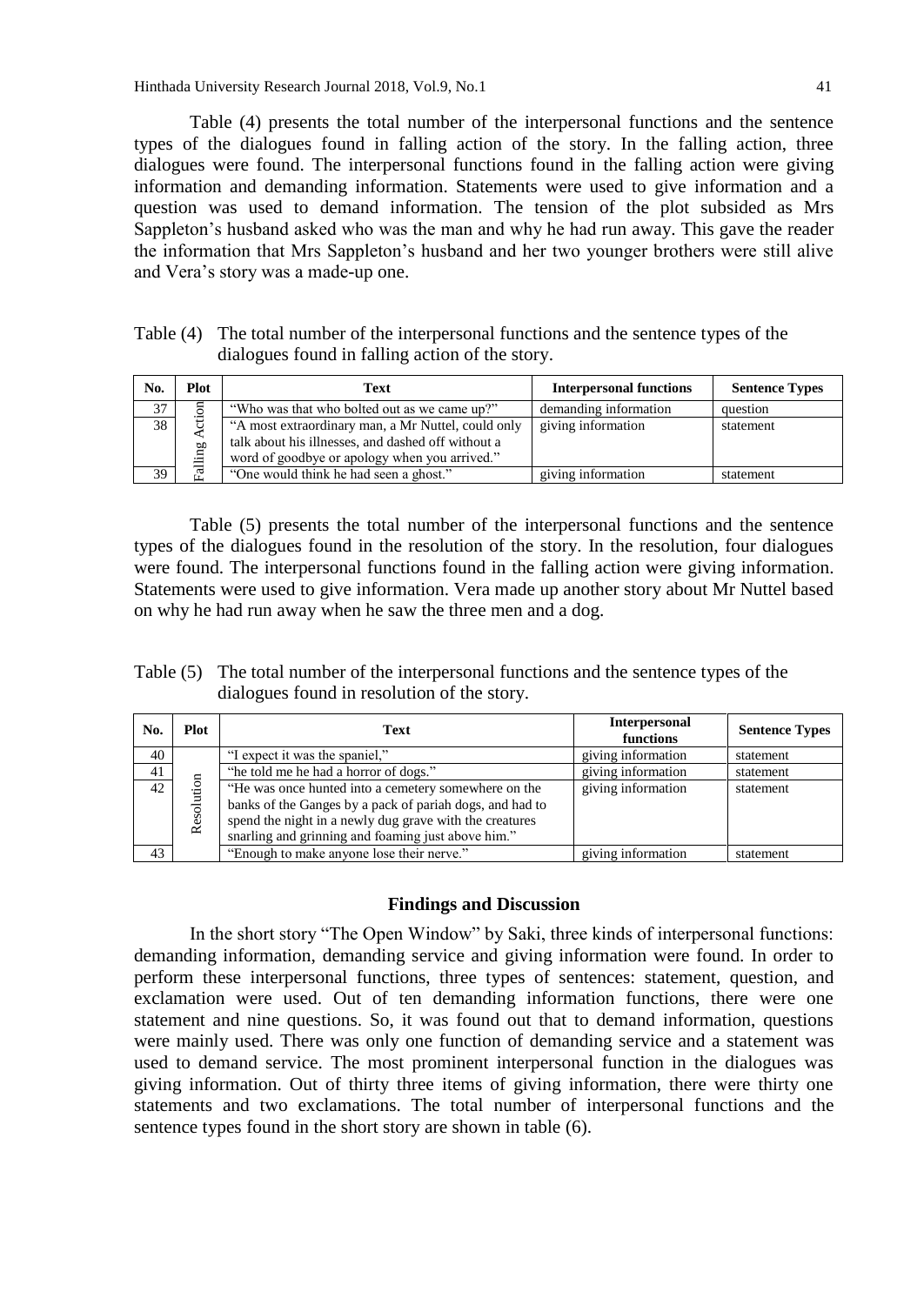Table (4) presents the total number of the interpersonal functions and the sentence types of the dialogues found in falling action of the story. In the falling action, three dialogues were found. The interpersonal functions found in the falling action were giving information and demanding information. Statements were used to give information and a question was used to demand information. The tension of the plot subsided as Mrs Sappleton's husband asked who was the man and why he had run away. This gave the reader the information that Mrs Sappleton's husband and her two younger brothers were still alive and Vera's story was a made-up one.

Table (4) The total number of the interpersonal functions and the sentence types of the dialogues found in falling action of the story.

| No. | Plot | Text | Interpersonal functions | Sentence Types |
|---|---|---|---|---|
| 37 | Falling Action | "Who was that who bolted out as we came up?" | demanding information | question |
| 38 | | "A most extraordinary man, a Mr Nuttel, could only talk about his illnesses, and dashed off without a word of goodbye or apology when you arrived." | giving information | statement |
| 39 | | "One would think he had seen a ghost." | giving information | statement |

Table (5) presents the total number of the interpersonal functions and the sentence types of the dialogues found in the resolution of the story. In the resolution, four dialogues were found. The interpersonal functions found in the falling action were giving information. Statements were used to give information. Vera made up another story about Mr Nuttel based on why he had run away when he saw the three men and a dog.

Table (5) The total number of the interpersonal functions and the sentence types of the dialogues found in resolution of the story.

| No. | Plot | Text | Interpersonal functions | Sentence Types |
|---|---|---|---|---|
| 40 | Resolution | "I expect it was the spaniel," | giving information | statement |
| 41 | | "he told me he had a horror of dogs." | giving information | statement |
| 42 | | "He was once hunted into a cemetery somewhere on the banks of the Ganges by a pack of pariah dogs, and had to spend the night in a newly dug grave with the creatures snarling and grinning and foaming just above him." | giving information | statement |
| 43 | | "Enough to make anyone lose their nerve." | giving information | statement |

## Findings and Discussion

In the short story "The Open Window" by Saki, three kinds of interpersonal functions: demanding information, demanding service and giving information were found. In order to perform these interpersonal functions, three types of sentences: statement, question, and exclamation were used. Out of ten demanding information functions, there were one statement and nine questions. So, it was found out that to demand information, questions were mainly used. There was only one function of demanding service and a statement was used to demand service. The most prominent interpersonal function in the dialogues was giving information. Out of thirty three items of giving information, there were thirty one statements and two exclamations. The total number of interpersonal functions and the sentence types found in the short story are shown in table (6).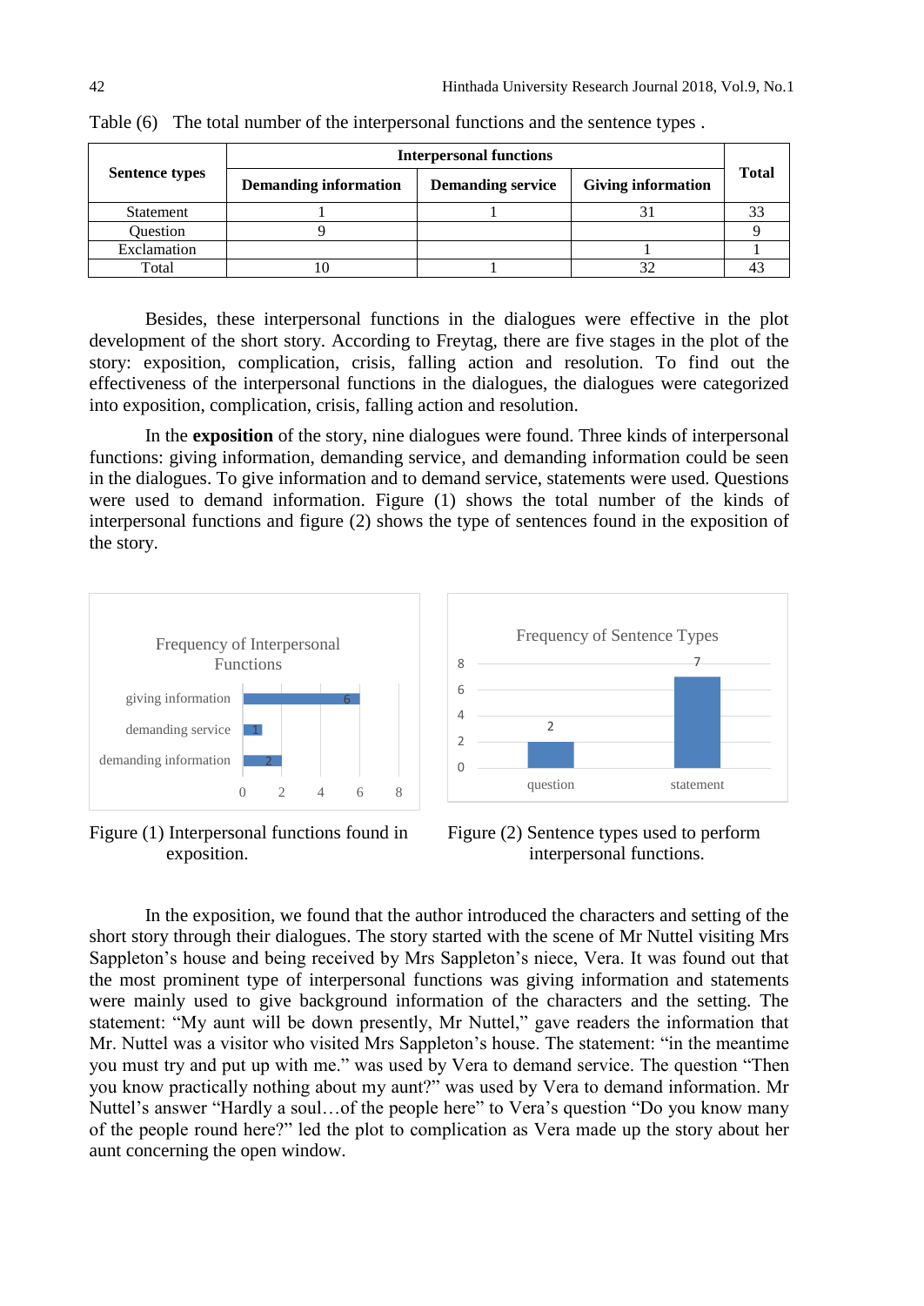Table (6) The total number of the interpersonal functions and the sentence types .

| Sentence types | Interpersonal functions | | | Total |
|---|---|---|---|---|
| | Demanding information | Demanding service | Giving information | |
| Statement | 1 | 1 | 31 | 33 |
| Question | 9 | | | 9 |
| Exclamation | | | 1 | 1 |
| Total | 10 | 1 | 32 | 43 |

Besides, these interpersonal functions in the dialogues were effective in the plot development of the short story. According to Freytag, there are five stages in the plot of the story: exposition, complication, crisis, falling action and resolution. To find out the effectiveness of the interpersonal functions in the dialogues, the dialogues were categorized into exposition, complication, crisis, falling action and resolution.

In the **exposition** of the story, nine dialogues were found. Three kinds of interpersonal functions: giving information, demanding service, and demanding information could be seen in the dialogues. To give information and to demand service, statements were used. Questions were used to demand information. Figure (1) shows the total number of the kinds of interpersonal functions and figure (2) shows the type of sentences found in the exposition of the story.

Figure (1) Interpersonal functions found in exposition.

Figure (2) Sentence types used to perform interpersonal functions.

In the exposition, we found that the author introduced the characters and setting of the short story through their dialogues. The story started with the scene of Mr Nuttel visiting Mrs Sappleton's house and being received by Mrs Sappleton's niece, Vera. It was found out that the most prominent type of interpersonal functions was giving information and statements were mainly used to give background information of the characters and the setting. The statement: "My aunt will be down presently, Mr Nuttel," gave readers the information that Mr. Nuttel was a visitor who visited Mrs Sappleton's house. The statement: "in the meantime you must try and put up with me." was used by Vera to demand service. The question "Then you know practically nothing about my aunt?" was used by Vera to demand information. Mr Nuttel's answer "Hardly a soul…of the people here" to Vera's question "Do you know many of the people round here?" led the plot to complication as Vera made up the story about her aunt concerning the open window.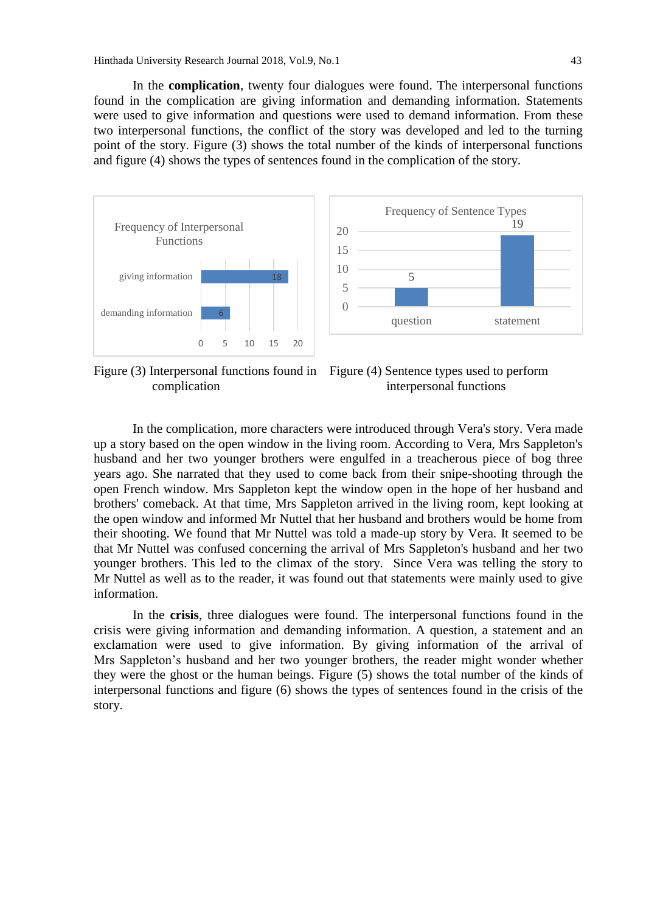In the **complication**, twenty four dialogues were found. The interpersonal functions found in the complication are giving information and demanding information. Statements were used to give information and questions were used to demand information. From these two interpersonal functions, the conflict of the story was developed and led to the turning point of the story. Figure (3) shows the total number of the kinds of interpersonal functions and figure (4) shows the types of sentences found in the complication of the story.

Frequency of Interpersonal Functions

| Function | Frequency |
|---|---|
| giving information | 18 |
| demanding information | 6 |

Figure (3) Interpersonal functions found in complication

Frequency of Sentence Types

| Sentence type | Frequency |
|---|---|
| question | 5 |
| statement | 19 |

Figure (4) Sentence types used to perform interpersonal functions

In the complication, more characters were introduced through Vera's story. Vera made up a story based on the open window in the living room. According to Vera, Mrs Sappleton's husband and her two younger brothers were engulfed in a treacherous piece of bog three years ago. She narrated that they used to come back from their snipe-shooting through the open French window. Mrs Sappleton kept the window open in the hope of her husband and brothers' comeback. At that time, Mrs Sappleton arrived in the living room, kept looking at the open window and informed Mr Nuttel that her husband and brothers would be home from their shooting. We found that Mr Nuttel was told a made-up story by Vera. It seemed to be that Mr Nuttel was confused concerning the arrival of Mrs Sappleton's husband and her two younger brothers. This led to the climax of the story. Since Vera was telling the story to Mr Nuttel as well as to the reader, it was found out that statements were mainly used to give information.

In the **crisis**, three dialogues were found. The interpersonal functions found in the crisis were giving information and demanding information. A question, a statement and an exclamation were used to give information. By giving information of the arrival of Mrs Sappleton's husband and her two younger brothers, the reader might wonder whether they were the ghost or the human beings. Figure (5) shows the total number of the kinds of interpersonal functions and figure (6) shows the types of sentences found in the crisis of the story.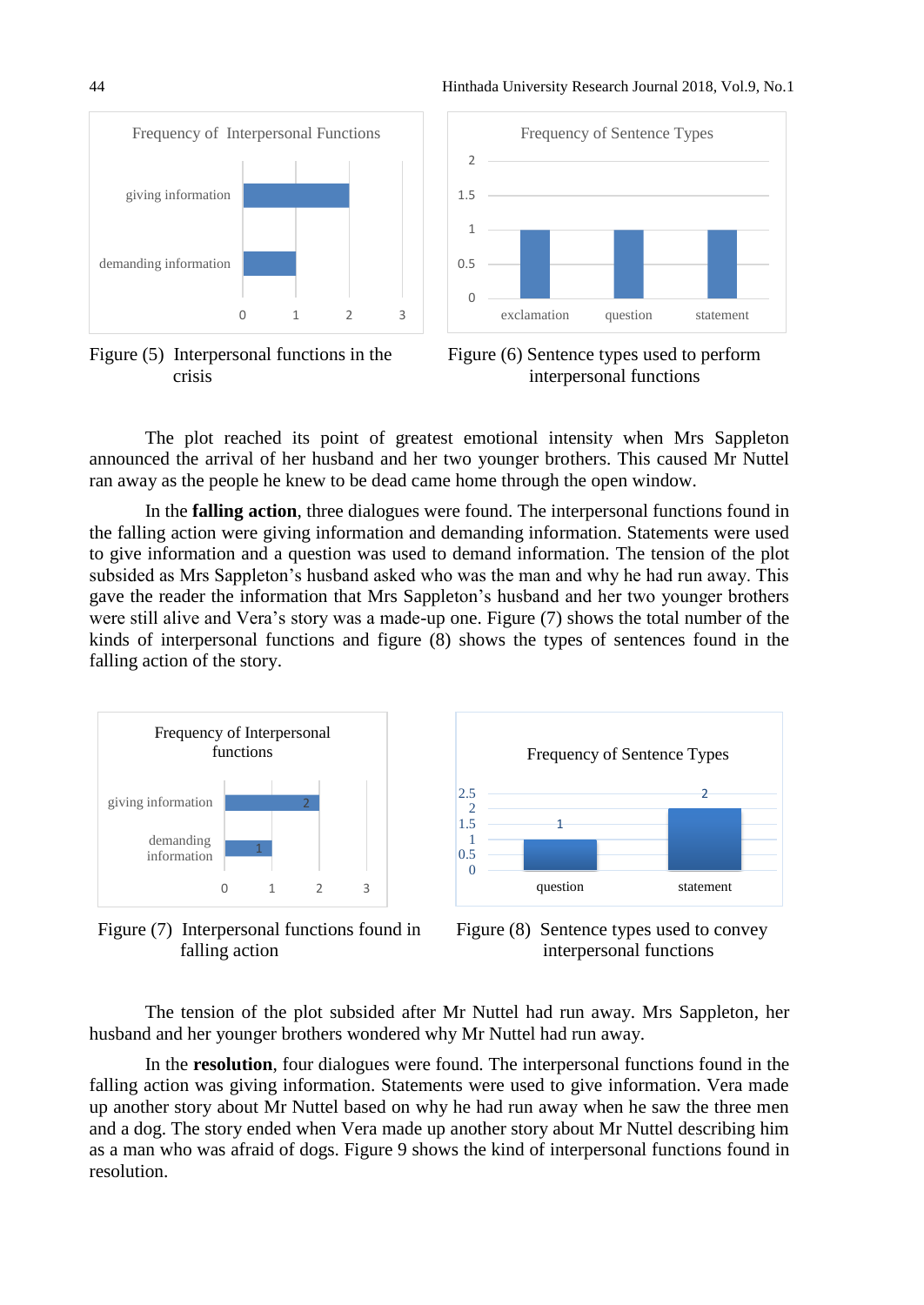Figure (5) Interpersonal functions in the crisis

Figure (6) Sentence types used to perform interpersonal functions

The plot reached its point of greatest emotional intensity when Mrs Sappleton announced the arrival of her husband and her two younger brothers. This caused Mr Nuttel ran away as the people he knew to be dead came home through the open window.

In the **falling action**, three dialogues were found. The interpersonal functions found in the falling action were giving information and demanding information. Statements were used to give information and a question was used to demand information. The tension of the plot subsided as Mrs Sappleton's husband asked who was the man and why he had run away. This gave the reader the information that Mrs Sappleton's husband and her two younger brothers were still alive and Vera's story was a made-up one. Figure (7) shows the total number of the kinds of interpersonal functions and figure (8) shows the types of sentences found in the falling action of the story.

Figure (7) Interpersonal functions found in falling action

Figure (8) Sentence types used to convey interpersonal functions

The tension of the plot subsided after Mr Nuttel had run away. Mrs Sappleton, her husband and her younger brothers wondered why Mr Nuttel had run away.

In the **resolution**, four dialogues were found. The interpersonal functions found in the falling action was giving information. Statements were used to give information. Vera made up another story about Mr Nuttel based on why he had run away when he saw the three men and a dog. The story ended when Vera made up another story about Mr Nuttel describing him as a man who was afraid of dogs. Figure 9 shows the kind of interpersonal functions found in resolution.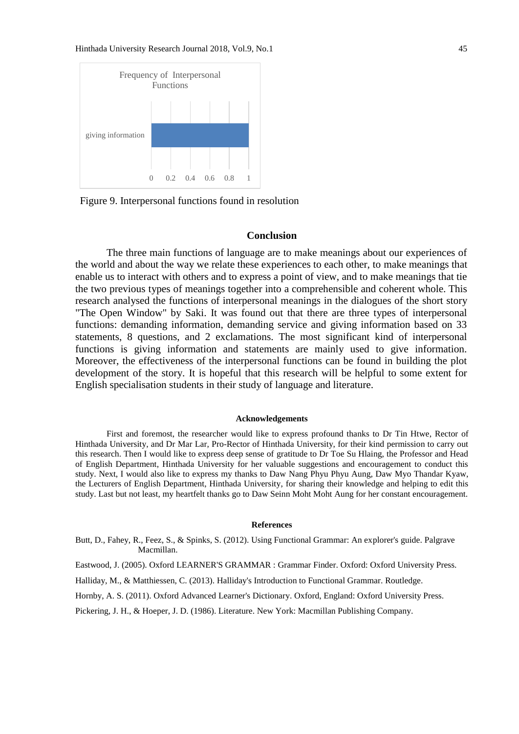Frequency of Interpersonal Functions

giving information

0 0.2 0.4 0.6 0.8 1

Figure 9. Interpersonal functions found in resolution

## Conclusion

The three main functions of language are to make meanings about our experiences of the world and about the way we relate these experiences to each other, to make meanings that enable us to interact with others and to express a point of view, and to make meanings that tie the two previous types of meanings together into a comprehensible and coherent whole. This research analysed the functions of interpersonal meanings in the dialogues of the short story "The Open Window" by Saki. It was found out that there are three types of interpersonal functions: demanding information, demanding service and giving information based on 33 statements, 8 questions, and 2 exclamations. The most significant kind of interpersonal functions is giving information and statements are mainly used to give information. Moreover, the effectiveness of the interpersonal functions can be found in building the plot development of the story. It is hopeful that this research will be helpful to some extent for English specialisation students in their study of language and literature.

### Acknowledgements

First and foremost, the researcher would like to express profound thanks to Dr Tin Htwe, Rector of Hinthada University, and Dr Mar Lar, Pro-Rector of Hinthada University, for their kind permission to carry out this research. Then I would like to express deep sense of gratitude to Dr Toe Su Hlaing, the Professor and Head of English Department, Hinthada University for her valuable suggestions and encouragement to conduct this study. Next, I would also like to express my thanks to Daw Nang Phyu Phyu Aung, Daw Myo Thandar Kyaw, the Lecturers of English Department, Hinthada University, for sharing their knowledge and helping to edit this study. Last but not least, my heartfelt thanks go to Daw Seinn Moht Moht Aung for her constant encouragement.

### References

Butt, D., Fahey, R., Feez, S., & Spinks, S. (2012). Using Functional Grammar: An explorer's guide. Palgrave Macmillan.

Eastwood, J. (2005). Oxford LEARNER'S GRAMMAR : Grammar Finder. Oxford: Oxford University Press.

Halliday, M., & Matthiessen, C. (2013). Halliday's Introduction to Functional Grammar. Routledge.

Hornby, A. S. (2011). Oxford Advanced Learner's Dictionary. Oxford, England: Oxford University Press.

Pickering, J. H., & Hoeper, J. D. (1986). Literature. New York: Macmillan Publishing Company.